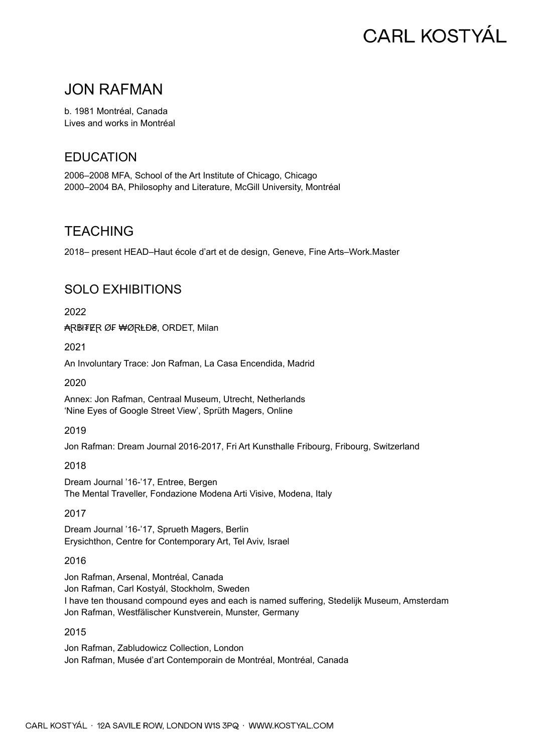# JON RAFMAN

b. 1981 Montréal, Canada
Lives and works in Montréal

## EDUCATION

2006–2008 MFA, School of the Art Institute of Chicago, Chicago
2000–2004 BA, Philosophy and Literature, McGill University, Montréal

## TEACHING

2018– present HEAD–Haut école d'art et de design, Geneve, Fine Arts–Work.Master

## SOLO EXHIBITIONS

2022

₳RBI₮ɆR ØF ₩ØRⱠĐ₴, ORDET, Milan

2021

An Involuntary Trace: Jon Rafman, La Casa Encendida, Madrid

2020

Annex: Jon Rafman, Centraal Museum, Utrecht, Netherlands
'Nine Eyes of Google Street View', Sprüth Magers, Online

2019

Jon Rafman: Dream Journal 2016-2017, Fri Art Kunsthalle Fribourg, Fribourg, Switzerland

2018

Dream Journal '16-'17, Entree, Bergen
The Mental Traveller, Fondazione Modena Arti Visive, Modena, Italy

2017

Dream Journal '16-'17, Sprueth Magers, Berlin
Erysichthon, Centre for Contemporary Art, Tel Aviv, Israel

2016

Jon Rafman, Arsenal, Montréal, Canada
Jon Rafman, Carl Kostyál, Stockholm, Sweden
I have ten thousand compound eyes and each is named suffering, Stedelijk Museum, Amsterdam
Jon Rafman, Westfälischer Kunstverein, Munster, Germany

2015

Jon Rafman, Zabludowicz Collection, London
Jon Rafman, Musée d'art Contemporain de Montréal, Montréal, Canada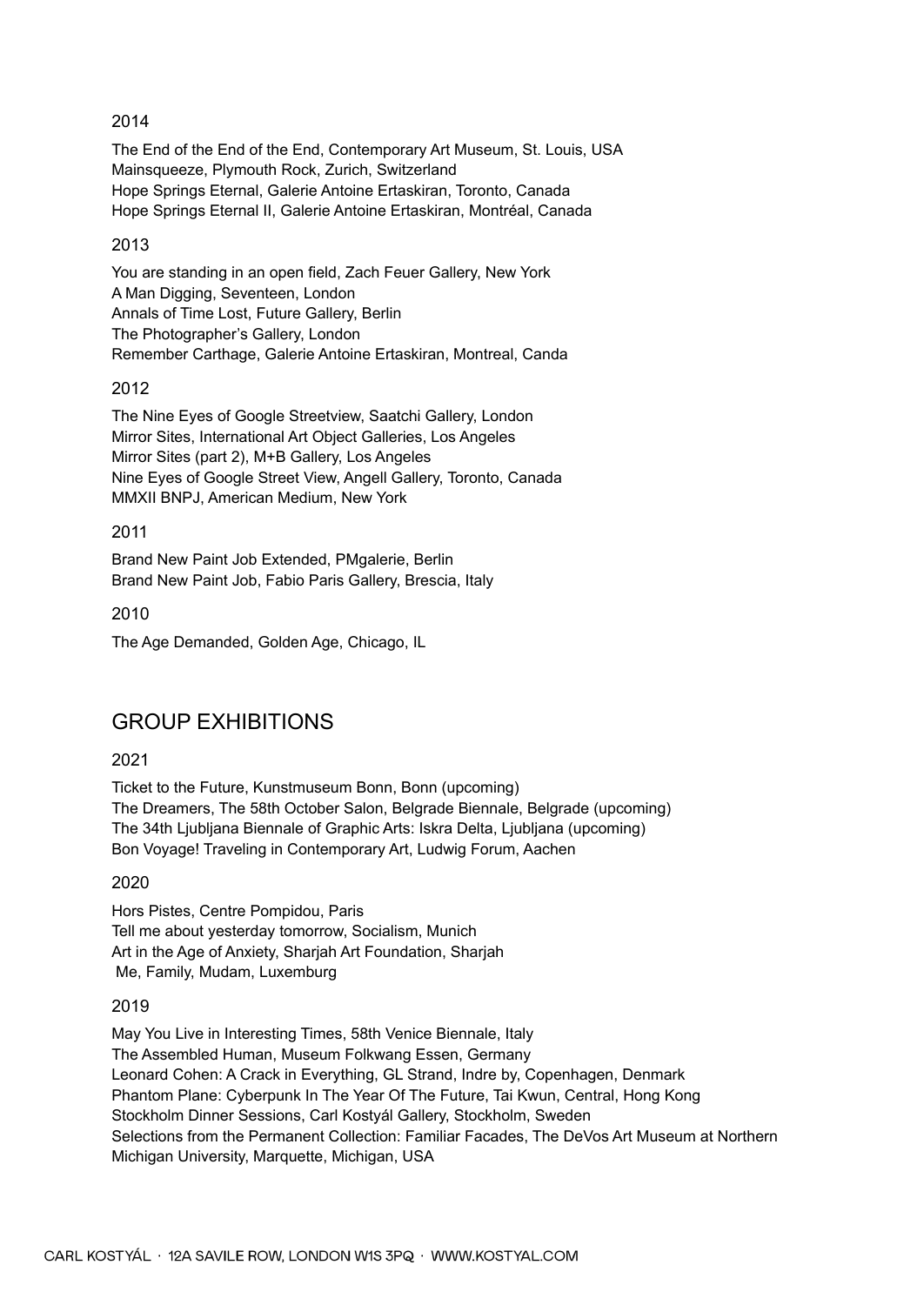2014

The End of the End of the End, Contemporary Art Museum, St. Louis, USA
Mainsqueeze, Plymouth Rock, Zurich, Switzerland
Hope Springs Eternal, Galerie Antoine Ertaskiran, Toronto, Canada
Hope Springs Eternal II, Galerie Antoine Ertaskiran, Montréal, Canada

2013

You are standing in an open field, Zach Feuer Gallery, New York
A Man Digging, Seventeen, London
Annals of Time Lost, Future Gallery, Berlin
The Photographer's Gallery, London
Remember Carthage, Galerie Antoine Ertaskiran, Montreal, Canda

2012

The Nine Eyes of Google Streetview, Saatchi Gallery, London
Mirror Sites, International Art Object Galleries, Los Angeles
Mirror Sites (part 2), M+B Gallery, Los Angeles
Nine Eyes of Google Street View, Angell Gallery, Toronto, Canada
MMXII BNPJ, American Medium, New York

2011

Brand New Paint Job Extended, PMgalerie, Berlin
Brand New Paint Job, Fabio Paris Gallery, Brescia, Italy

2010

The Age Demanded, Golden Age, Chicago, IL

## GROUP EXHIBITIONS

2021

Ticket to the Future, Kunstmuseum Bonn, Bonn (upcoming)
The Dreamers, The 58th October Salon, Belgrade Biennale, Belgrade (upcoming)
The 34th Ljubljana Biennale of Graphic Arts: Iskra Delta, Ljubljana (upcoming)
Bon Voyage! Traveling in Contemporary Art, Ludwig Forum, Aachen

2020

Hors Pistes, Centre Pompidou, Paris
Tell me about yesterday tomorrow, Socialism, Munich
Art in the Age of Anxiety, Sharjah Art Foundation, Sharjah
Me, Family, Mudam, Luxemburg

2019

May You Live in Interesting Times, 58th Venice Biennale, Italy
The Assembled Human, Museum Folkwang Essen, Germany
Leonard Cohen: A Crack in Everything, GL Strand, Indre by, Copenhagen, Denmark
Phantom Plane: Cyberpunk In The Year Of The Future, Tai Kwun, Central, Hong Kong
Stockholm Dinner Sessions, Carl Kostyál Gallery, Stockholm, Sweden
Selections from the Permanent Collection: Familiar Facades, The DeVos Art Museum at Northern Michigan University, Marquette, Michigan, USA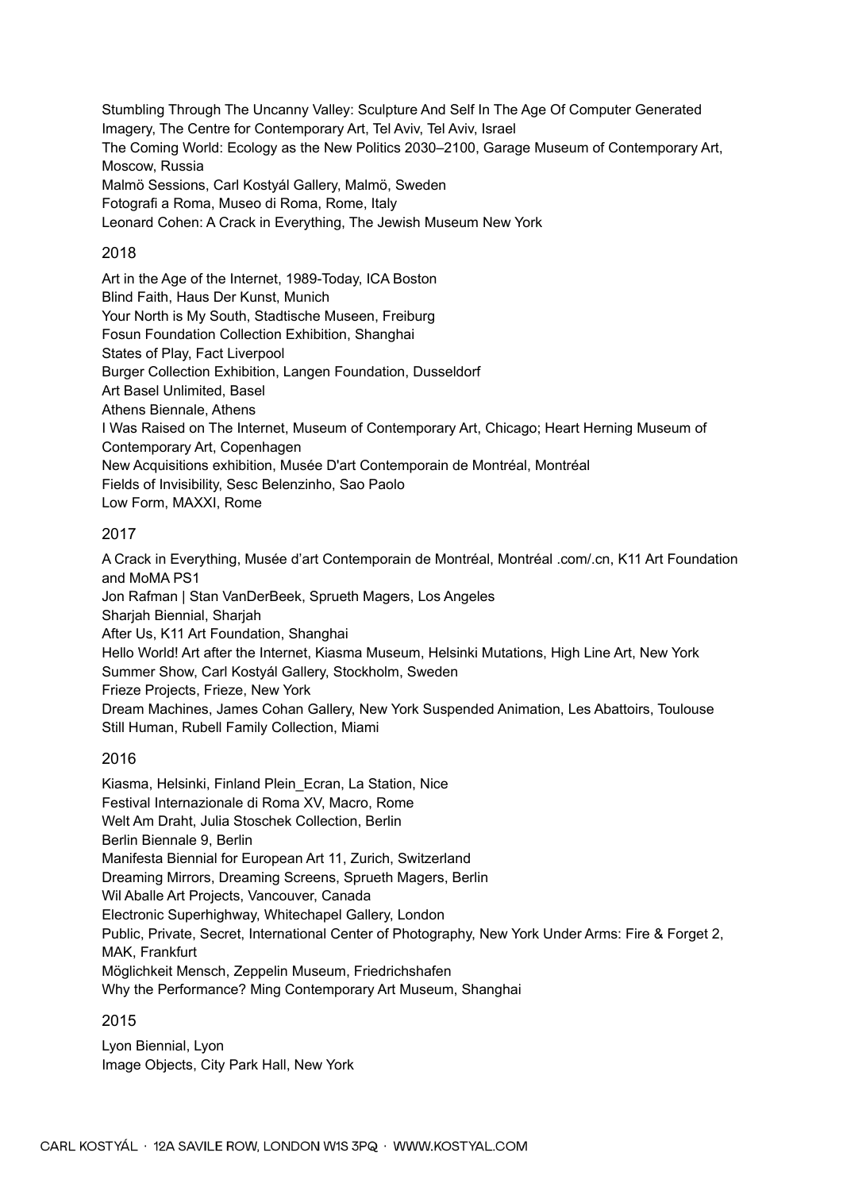Stumbling Through The Uncanny Valley: Sculpture And Self In The Age Of Computer Generated Imagery, The Centre for Contemporary Art, Tel Aviv, Tel Aviv, Israel
The Coming World: Ecology as the New Politics 2030–2100, Garage Museum of Contemporary Art, Moscow, Russia
Malmö Sessions, Carl Kostyál Gallery, Malmö, Sweden
Fotografi a Roma, Museo di Roma, Rome, Italy
Leonard Cohen: A Crack in Everything, The Jewish Museum New York

## 2018

Art in the Age of the Internet, 1989-Today, ICA Boston
Blind Faith, Haus Der Kunst, Munich
Your North is My South, Stadtische Museen, Freiburg
Fosun Foundation Collection Exhibition, Shanghai
States of Play, Fact Liverpool
Burger Collection Exhibition, Langen Foundation, Dusseldorf
Art Basel Unlimited, Basel
Athens Biennale, Athens
I Was Raised on The Internet, Museum of Contemporary Art, Chicago; Heart Herning Museum of Contemporary Art, Copenhagen
New Acquisitions exhibition, Musée D'art Contemporain de Montréal, Montréal
Fields of Invisibility, Sesc Belenzinho, Sao Paolo
Low Form, MAXXI, Rome

## 2017

A Crack in Everything, Musée d'art Contemporain de Montréal, Montréal .com/.cn, K11 Art Foundation and MoMA PS1
Jon Rafman | Stan VanDerBeek, Sprueth Magers, Los Angeles
Sharjah Biennial, Sharjah
After Us, K11 Art Foundation, Shanghai
Hello World! Art after the Internet, Kiasma Museum, Helsinki Mutations, High Line Art, New York
Summer Show, Carl Kostyál Gallery, Stockholm, Sweden
Frieze Projects, Frieze, New York
Dream Machines, James Cohan Gallery, New York Suspended Animation, Les Abattoirs, Toulouse
Still Human, Rubell Family Collection, Miami

## 2016

Kiasma, Helsinki, Finland Plein_Ecran, La Station, Nice
Festival Internazionale di Roma XV, Macro, Rome
Welt Am Draht, Julia Stoschek Collection, Berlin
Berlin Biennale 9, Berlin
Manifesta Biennial for European Art 11, Zurich, Switzerland
Dreaming Mirrors, Dreaming Screens, Sprueth Magers, Berlin
Wil Aballe Art Projects, Vancouver, Canada
Electronic Superhighway, Whitechapel Gallery, London
Public, Private, Secret, International Center of Photography, New York Under Arms: Fire & Forget 2, MAK, Frankfurt
Möglichkeit Mensch, Zeppelin Museum, Friedrichshafen
Why the Performance? Ming Contemporary Art Museum, Shanghai

## 2015

Lyon Biennial, Lyon
Image Objects, City Park Hall, New York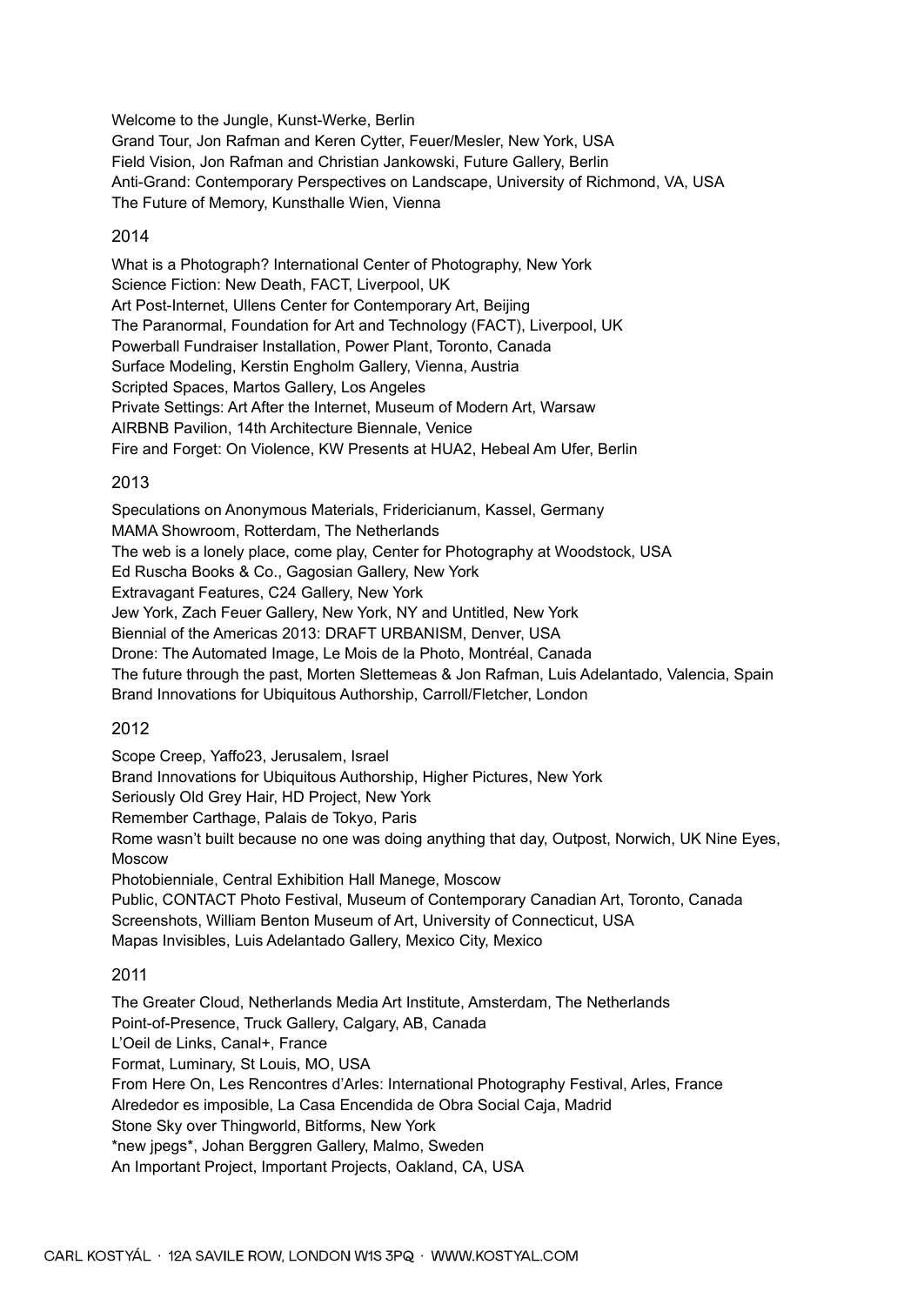Welcome to the Jungle, Kunst-Werke, Berlin
Grand Tour, Jon Rafman and Keren Cytter, Feuer/Mesler, New York, USA
Field Vision, Jon Rafman and Christian Jankowski, Future Gallery, Berlin
Anti-Grand: Contemporary Perspectives on Landscape, University of Richmond, VA, USA
The Future of Memory, Kunsthalle Wien, Vienna

2014

What is a Photograph? International Center of Photography, New York
Science Fiction: New Death, FACT, Liverpool, UK
Art Post-Internet, Ullens Center for Contemporary Art, Beijing
The Paranormal, Foundation for Art and Technology (FACT), Liverpool, UK
Powerball Fundraiser Installation, Power Plant, Toronto, Canada
Surface Modeling, Kerstin Engholm Gallery, Vienna, Austria
Scripted Spaces, Martos Gallery, Los Angeles
Private Settings: Art After the Internet, Museum of Modern Art, Warsaw
AIRBNB Pavilion, 14th Architecture Biennale, Venice
Fire and Forget: On Violence, KW Presents at HUA2, Hebeal Am Ufer, Berlin

2013

Speculations on Anonymous Materials, Fridericianum, Kassel, Germany
MAMA Showroom, Rotterdam, The Netherlands
The web is a lonely place, come play, Center for Photography at Woodstock, USA
Ed Ruscha Books & Co., Gagosian Gallery, New York
Extravagant Features, C24 Gallery, New York
Jew York, Zach Feuer Gallery, New York, NY and Untitled, New York
Biennial of the Americas 2013: DRAFT URBANISM, Denver, USA
Drone: The Automated Image, Le Mois de la Photo, Montréal, Canada
The future through the past, Morten Slettemeas & Jon Rafman, Luis Adelantado, Valencia, Spain
Brand Innovations for Ubiquitous Authorship, Carroll/Fletcher, London

2012

Scope Creep, Yaffo23, Jerusalem, Israel
Brand Innovations for Ubiquitous Authorship, Higher Pictures, New York
Seriously Old Grey Hair, HD Project, New York
Remember Carthage, Palais de Tokyo, Paris
Rome wasn't built because no one was doing anything that day, Outpost, Norwich, UK Nine Eyes, Moscow
Photobienniale, Central Exhibition Hall Manege, Moscow
Public, CONTACT Photo Festival, Museum of Contemporary Canadian Art, Toronto, Canada
Screenshots, William Benton Museum of Art, University of Connecticut, USA
Mapas Invisibles, Luis Adelantado Gallery, Mexico City, Mexico

2011

The Greater Cloud, Netherlands Media Art Institute, Amsterdam, The Netherlands
Point-of-Presence, Truck Gallery, Calgary, AB, Canada
L'Oeil de Links, Canal+, France
Format, Luminary, St Louis, MO, USA
From Here On, Les Rencontres d'Arles: International Photography Festival, Arles, France
Alrededor es imposible, La Casa Encendida de Obra Social Caja, Madrid
Stone Sky over Thingworld, Bitforms, New York
*new jpegs*, Johan Berggren Gallery, Malmo, Sweden
An Important Project, Important Projects, Oakland, CA, USA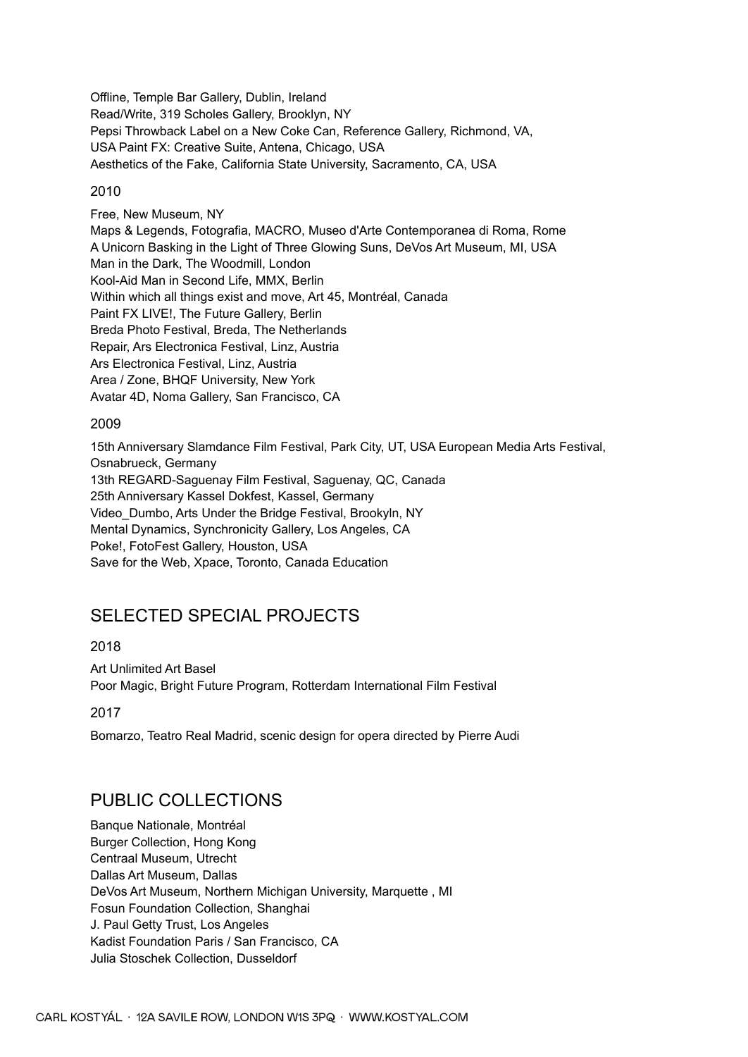Offline, Temple Bar Gallery, Dublin, Ireland
Read/Write, 319 Scholes Gallery, Brooklyn, NY
Pepsi Throwback Label on a New Coke Can, Reference Gallery, Richmond, VA,
USA Paint FX: Creative Suite, Antena, Chicago, USA
Aesthetics of the Fake, California State University, Sacramento, CA, USA

2010

Free, New Museum, NY
Maps & Legends, Fotografia, MACRO, Museo d'Arte Contemporanea di Roma, Rome
A Unicorn Basking in the Light of Three Glowing Suns, DeVos Art Museum, MI, USA
Man in the Dark, The Woodmill, London
Kool-Aid Man in Second Life, MMX, Berlin
Within which all things exist and move, Art 45, Montréal, Canada
Paint FX LIVE!, The Future Gallery, Berlin
Breda Photo Festival, Breda, The Netherlands
Repair, Ars Electronica Festival, Linz, Austria
Ars Electronica Festival, Linz, Austria
Area / Zone, BHQF University, New York
Avatar 4D, Noma Gallery, San Francisco, CA

2009

15th Anniversary Slamdance Film Festival, Park City, UT, USA European Media Arts Festival, Osnabrueck, Germany
13th REGARD-Saguenay Film Festival, Saguenay, QC, Canada
25th Anniversary Kassel Dokfest, Kassel, Germany
Video_Dumbo, Arts Under the Bridge Festival, Brookyln, NY
Mental Dynamics, Synchronicity Gallery, Los Angeles, CA
Poke!, FotoFest Gallery, Houston, USA
Save for the Web, Xpace, Toronto, Canada Education

## SELECTED SPECIAL PROJECTS

2018

Art Unlimited Art Basel
Poor Magic, Bright Future Program, Rotterdam International Film Festival

2017

Bomarzo, Teatro Real Madrid, scenic design for opera directed by Pierre Audi

## PUBLIC COLLECTIONS

Banque Nationale, Montréal
Burger Collection, Hong Kong
Centraal Museum, Utrecht
Dallas Art Museum, Dallas
DeVos Art Museum, Northern Michigan University, Marquette , MI
Fosun Foundation Collection, Shanghai
J. Paul Getty Trust, Los Angeles
Kadist Foundation Paris / San Francisco, CA
Julia Stoschek Collection, Dusseldorf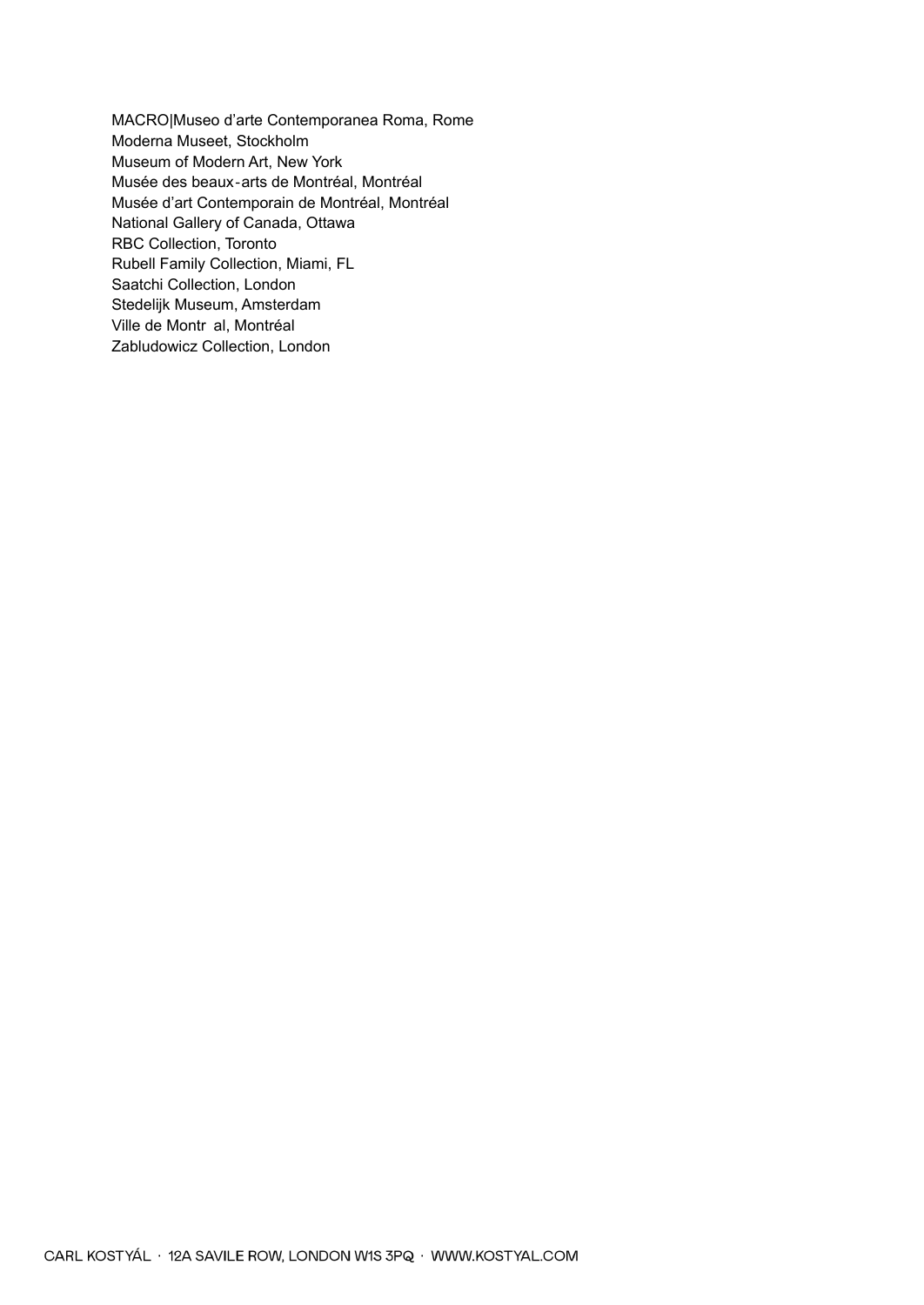MACRO|Museo d'arte Contemporanea Roma, Rome
Moderna Museet, Stockholm
Museum of Modern Art, New York
Musée des beaux-arts de Montréal, Montréal
Musée d'art Contemporain de Montréal, Montréal
National Gallery of Canada, Ottawa
RBC Collection, Toronto
Rubell Family Collection, Miami, FL
Saatchi Collection, London
Stedelijk Museum, Amsterdam
Ville de Montr al, Montréal
Zabludowicz Collection, London